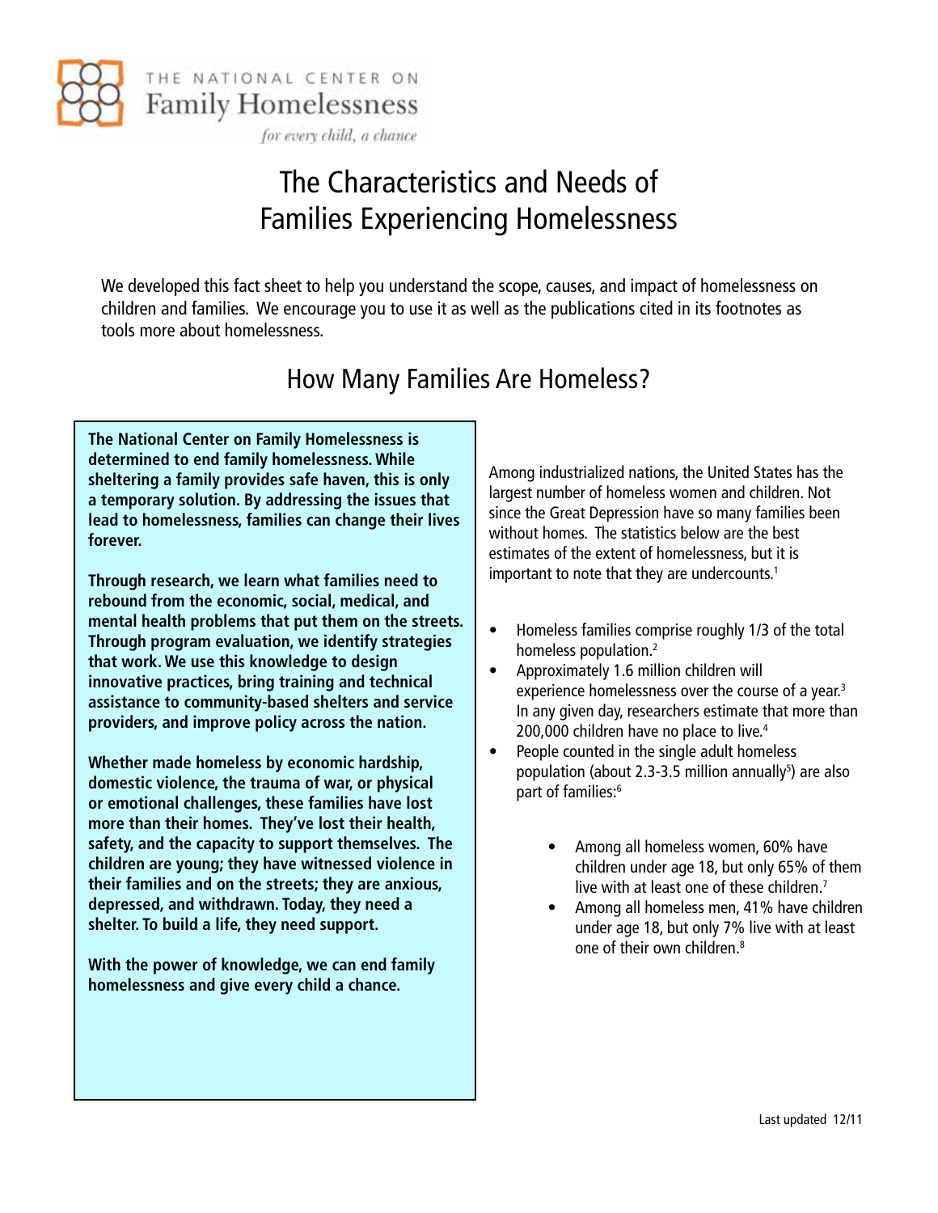THE NATIONAL CENTER ON
Family Homelessness
*for every child, a chance*

# The Characteristics and Needs of Families Experiencing Homelessness

We developed this fact sheet to help you understand the scope, causes, and impact of homelessness on children and families. We encourage you to use it as well as the publications cited in its footnotes as tools more about homelessness.

## How Many Families Are Homeless?

**The National Center on Family Homelessness is determined to end family homelessness. While sheltering a family provides safe haven, this is only a temporary solution. By addressing the issues that lead to homelessness, families can change their lives forever.**

**Through research, we learn what families need to rebound from the economic, social, medical, and mental health problems that put them on the streets. Through program evaluation, we identify strategies that work. We use this knowledge to design innovative practices, bring training and technical assistance to community-based shelters and service providers, and improve policy across the nation.**

**Whether made homeless by economic hardship, domestic violence, the trauma of war, or physical or emotional challenges, these families have lost more than their homes. They've lost their health, safety, and the capacity to support themselves. The children are young; they have witnessed violence in their families and on the streets; they are anxious, depressed, and withdrawn. Today, they need a shelter. To build a life, they need support.**

**With the power of knowledge, we can end family homelessness and give every child a chance.**

Among industrialized nations, the United States has the largest number of homeless women and children. Not since the Great Depression have so many families been without homes. The statistics below are the best estimates of the extent of homelessness, but it is important to note that they are undercounts.[1]

- Homeless families comprise roughly 1/3 of the total homeless population.[2]
- Approximately 1.6 million children will experience homelessness over the course of a year.[3] In any given day, researchers estimate that more than 200,000 children have no place to live.[4]
- People counted in the single adult homeless population (about 2.3-3.5 million annually[5]) are also part of families:[6]
    - Among all homeless women, 60% have children under age 18, but only 65% of them live with at least one of these children.[7]
    - Among all homeless men, 41% have children under age 18, but only 7% live with at least one of their own children.[8]

Last updated 12/11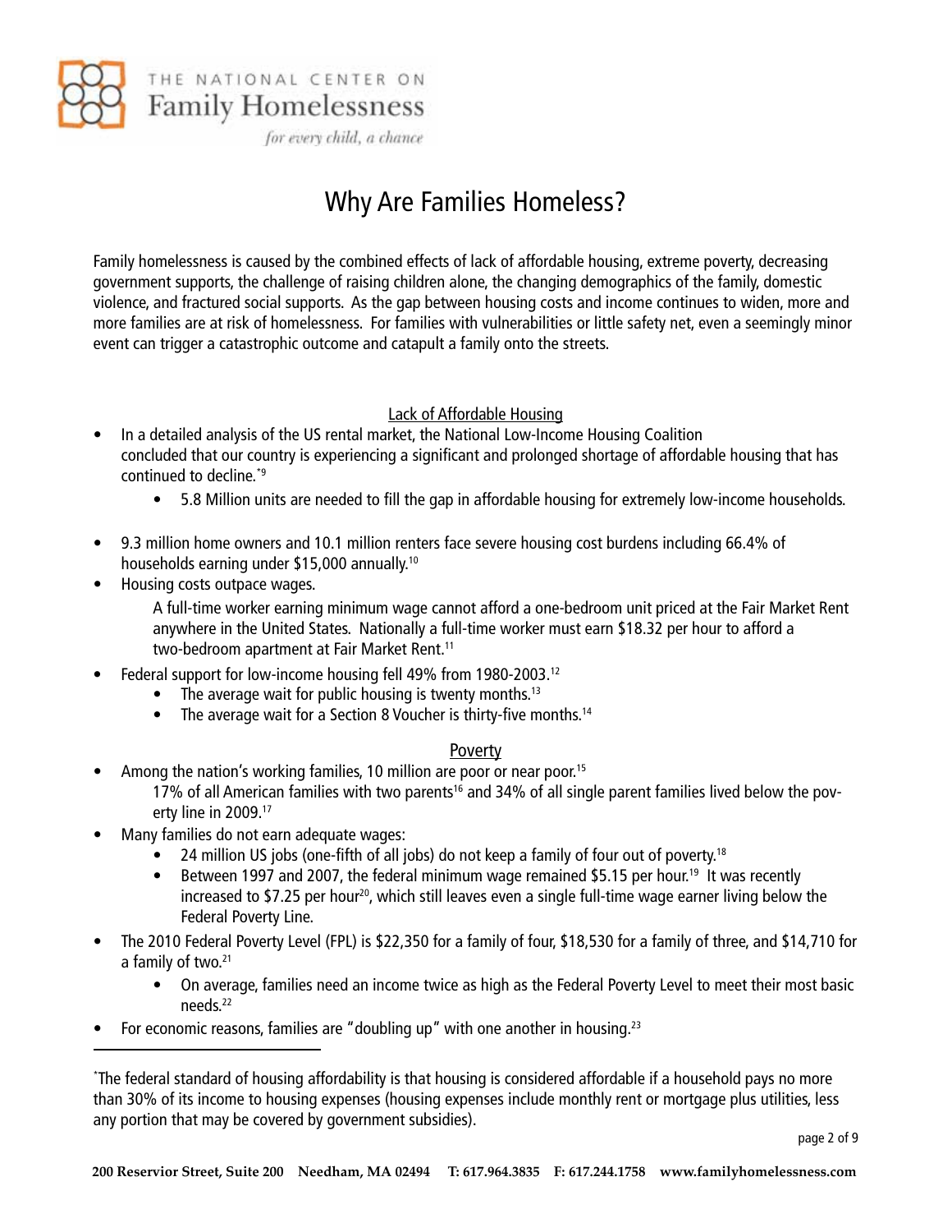THE NATIONAL CENTER ON
Family Homelessness
*for every child, a chance*

# Why Are Families Homeless?

Family homelessness is caused by the combined effects of lack of affordable housing, extreme poverty, decreasing government supports, the challenge of raising children alone, the changing demographics of the family, domestic violence, and fractured social supports. As the gap between housing costs and income continues to widen, more and more families are at risk of homelessness. For families with vulnerabilities or little safety net, even a seemingly minor event can trigger a catastrophic outcome and catapult a family onto the streets.

## Lack of Affordable Housing

- In a detailed analysis of the US rental market, the National Low-Income Housing Coalition concluded that our country is experiencing a significant and prolonged shortage of affordable housing that has continued to decline.[*9]
  - 5.8 Million units are needed to fill the gap in affordable housing for extremely low-income households.
- 9.3 million home owners and 10.1 million renters face severe housing cost burdens including 66.4% of households earning under $15,000 annually.[10]
- Housing costs outpace wages.

  A full-time worker earning minimum wage cannot afford a one-bedroom unit priced at the Fair Market Rent anywhere in the United States. Nationally a full-time worker must earn $18.32 per hour to afford a two-bedroom apartment at Fair Market Rent.[11]
- Federal support for low-income housing fell 49% from 1980-2003.[12]
  - The average wait for public housing is twenty months.[13]
  - The average wait for a Section 8 Voucher is thirty-five months.[14]

## Poverty

- Among the nation's working families, 10 million are poor or near poor.[15]

  17% of all American families with two parents[16] and 34% of all single parent families lived below the poverty line in 2009.[17]
- Many families do not earn adequate wages:
  - 24 million US jobs (one-fifth of all jobs) do not keep a family of four out of poverty.[18]
  - Between 1997 and 2007, the federal minimum wage remained $5.15 per hour.[19] It was recently increased to $7.25 per hour[20], which still leaves even a single full-time wage earner living below the Federal Poverty Line.
- The 2010 Federal Poverty Level (FPL) is $22,350 for a family of four, $18,530 for a family of three, and $14,710 for a family of two.[21]
  - On average, families need an income twice as high as the Federal Poverty Level to meet their most basic needs.[22]
- For economic reasons, families are "doubling up" with one another in housing.[23]

---

[*] The federal standard of housing affordability is that housing is considered affordable if a household pays no more than 30% of its income to housing expenses (housing expenses include monthly rent or mortgage plus utilities, less any portion that may be covered by government subsidies).

200 Reservior Street, Suite 200 Needham, MA 02494 T: 617.964.3835 F: 617.244.1758 www.familyhomelessness.com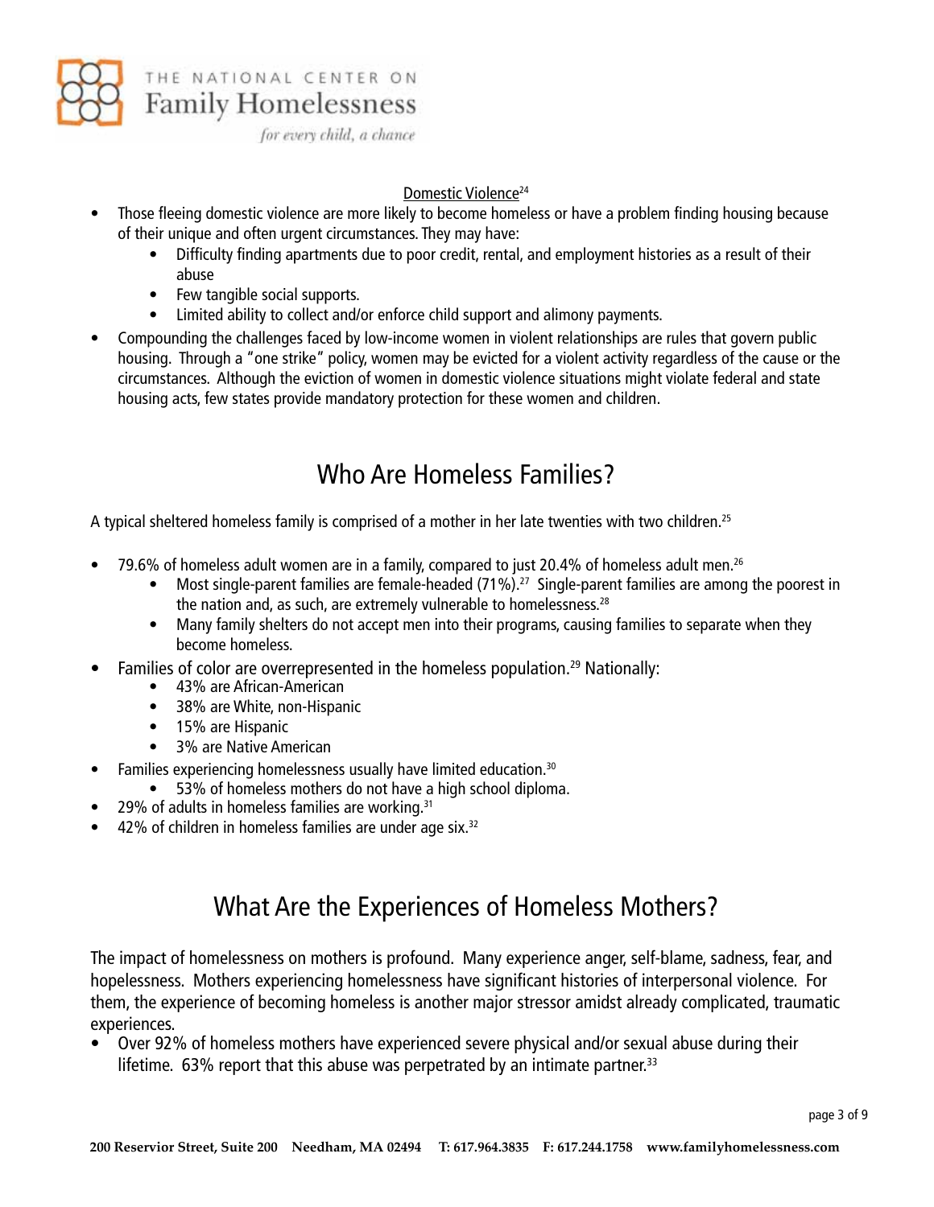Domestic Violence[24]

- Those fleeing domestic violence are more likely to become homeless or have a problem finding housing because of their unique and often urgent circumstances. They may have:
    - Difficulty finding apartments due to poor credit, rental, and employment histories as a result of their abuse
    - Few tangible social supports.
    - Limited ability to collect and/or enforce child support and alimony payments.
- Compounding the challenges faced by low-income women in violent relationships are rules that govern public housing. Through a "one strike" policy, women may be evicted for a violent activity regardless of the cause or the circumstances. Although the eviction of women in domestic violence situations might violate federal and state housing acts, few states provide mandatory protection for these women and children.

## Who Are Homeless Families?

A typical sheltered homeless family is comprised of a mother in her late twenties with two children.[25]

- 79.6% of homeless adult women are in a family, compared to just 20.4% of homeless adult men.[26]
    - Most single-parent families are female-headed (71%).[27] Single-parent families are among the poorest in the nation and, as such, are extremely vulnerable to homelessness.[28]
    - Many family shelters do not accept men into their programs, causing families to separate when they become homeless.
- Families of color are overrepresented in the homeless population.[29] Nationally:
    - 43% are African-American
    - 38% are White, non-Hispanic
    - 15% are Hispanic
    - 3% are Native American
- Families experiencing homelessness usually have limited education.[30]
    - 53% of homeless mothers do not have a high school diploma.
- 29% of adults in homeless families are working.[31]
- 42% of children in homeless families are under age six.[32]

## What Are the Experiences of Homeless Mothers?

The impact of homelessness on mothers is profound. Many experience anger, self-blame, sadness, fear, and hopelessness. Mothers experiencing homelessness have significant histories of interpersonal violence. For them, the experience of becoming homeless is another major stressor amidst already complicated, traumatic experiences.

- Over 92% of homeless mothers have experienced severe physical and/or sexual abuse during their lifetime. 63% report that this abuse was perpetrated by an intimate partner.[33]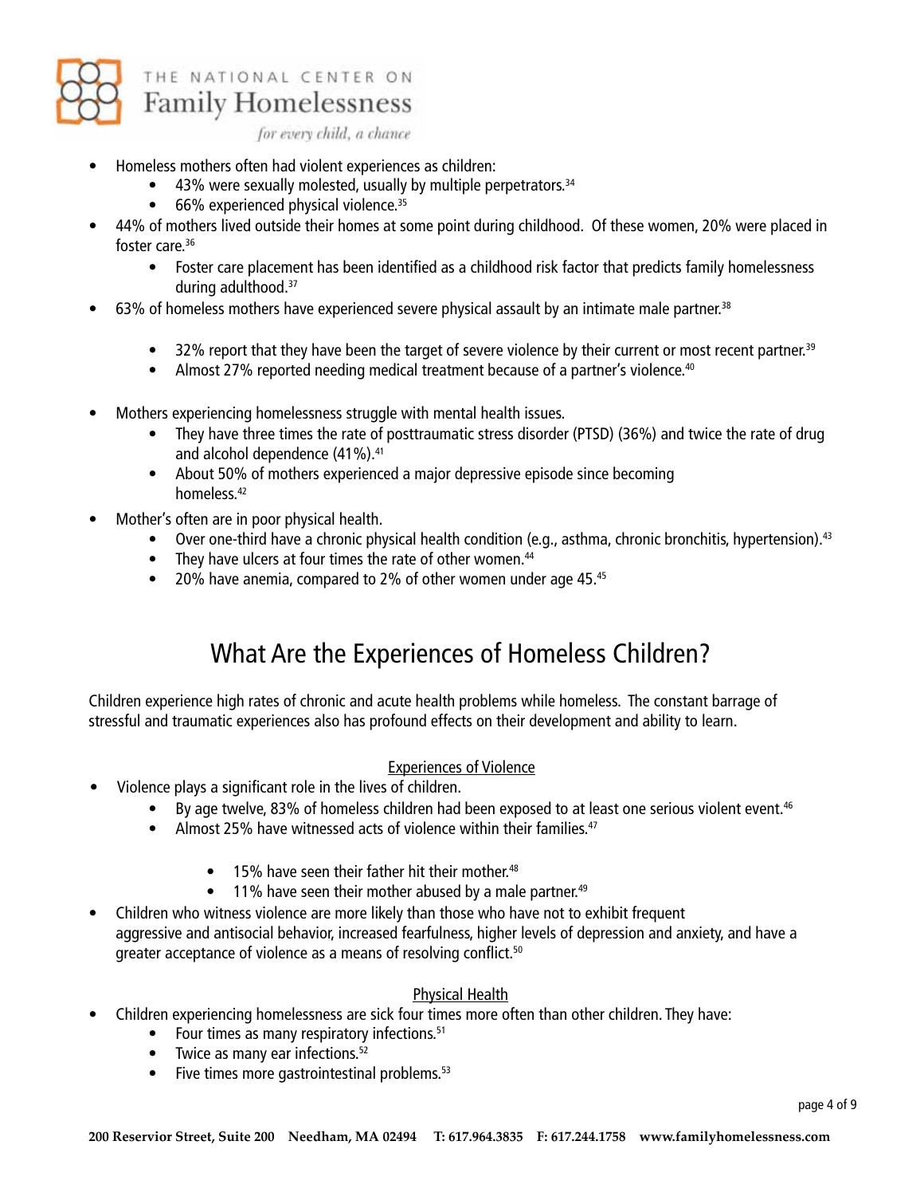- Homeless mothers often had violent experiences as children:
    - 43% were sexually molested, usually by multiple perpetrators.[34]
    - 66% experienced physical violence.[35]
- 44% of mothers lived outside their homes at some point during childhood. Of these women, 20% were placed in foster care.[36]
    - Foster care placement has been identified as a childhood risk factor that predicts family homelessness during adulthood.[37]
- 63% of homeless mothers have experienced severe physical assault by an intimate male partner.[38]
    - 32% report that they have been the target of severe violence by their current or most recent partner.[39]
    - Almost 27% reported needing medical treatment because of a partner's violence.[40]
- Mothers experiencing homelessness struggle with mental health issues.
    - They have three times the rate of posttraumatic stress disorder (PTSD) (36%) and twice the rate of drug and alcohol dependence (41%).[41]
    - About 50% of mothers experienced a major depressive episode since becoming homeless.[42]
- Mother's often are in poor physical health.
    - Over one-third have a chronic physical health condition (e.g., asthma, chronic bronchitis, hypertension).[43]
    - They have ulcers at four times the rate of other women.[44]
    - 20% have anemia, compared to 2% of other women under age 45.[45]

# What Are the Experiences of Homeless Children?

Children experience high rates of chronic and acute health problems while homeless. The constant barrage of stressful and traumatic experiences also has profound effects on their development and ability to learn.

## Experiences of Violence

- Violence plays a significant role in the lives of children.
    - By age twelve, 83% of homeless children had been exposed to at least one serious violent event.[46]
    - Almost 25% have witnessed acts of violence within their families.[47]
        - 15% have seen their father hit their mother.[48]
        - 11% have seen their mother abused by a male partner.[49]
- Children who witness violence are more likely than those who have not to exhibit frequent aggressive and antisocial behavior, increased fearfulness, higher levels of depression and anxiety, and have a greater acceptance of violence as a means of resolving conflict.[50]

## Physical Health

- Children experiencing homelessness are sick four times more often than other children. They have:
    - Four times as many respiratory infections.[51]
    - Twice as many ear infections.[52]
    - Five times more gastrointestinal problems.[53]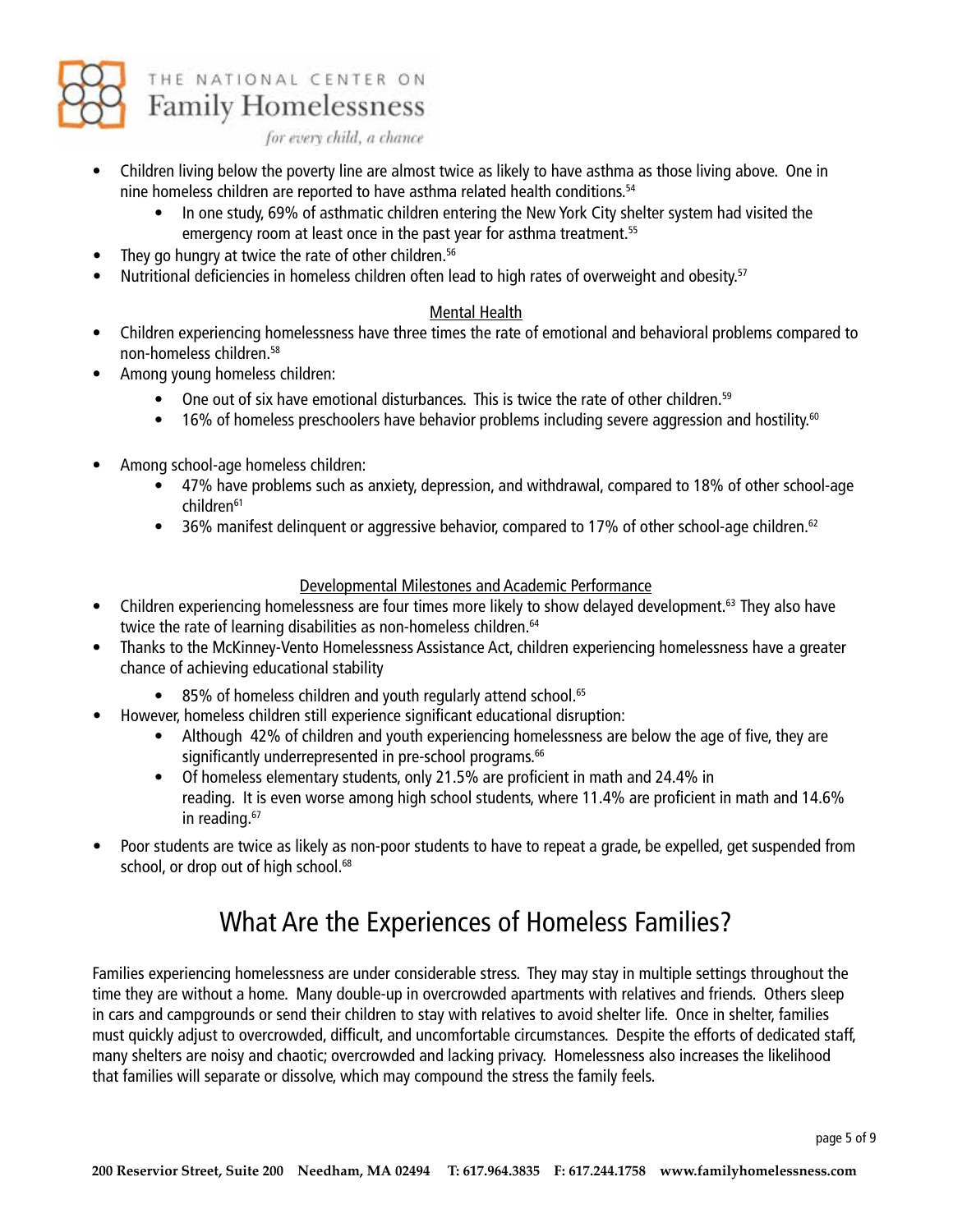- Children living below the poverty line are almost twice as likely to have asthma as those living above. One in nine homeless children are reported to have asthma related health conditions.[54]
  - In one study, 69% of asthmatic children entering the New York City shelter system had visited the emergency room at least once in the past year for asthma treatment.[55]
- They go hungry at twice the rate of other children.[56]
- Nutritional deficiencies in homeless children often lead to high rates of overweight and obesity.[57]

### Mental Health

- Children experiencing homelessness have three times the rate of emotional and behavioral problems compared to non-homeless children.[58]
- Among young homeless children:
  - One out of six have emotional disturbances. This is twice the rate of other children.[59]
  - 16% of homeless preschoolers have behavior problems including severe aggression and hostility.[60]
- Among school-age homeless children:
  - 47% have problems such as anxiety, depression, and withdrawal, compared to 18% of other school-age children[61]
  - 36% manifest delinquent or aggressive behavior, compared to 17% of other school-age children.[62]

### Developmental Milestones and Academic Performance

- Children experiencing homelessness are four times more likely to show delayed development.[63] They also have twice the rate of learning disabilities as non-homeless children.[64]
- Thanks to the McKinney-Vento Homelessness Assistance Act, children experiencing homelessness have a greater chance of achieving educational stability
  - 85% of homeless children and youth regularly attend school.[65]
- However, homeless children still experience significant educational disruption:
  - Although 42% of children and youth experiencing homelessness are below the age of five, they are significantly underrepresented in pre-school programs.[66]
  - Of homeless elementary students, only 21.5% are proficient in math and 24.4% in reading. It is even worse among high school students, where 11.4% are proficient in math and 14.6% in reading.[67]
- Poor students are twice as likely as non-poor students to have to repeat a grade, be expelled, get suspended from school, or drop out of high school.[68]

## What Are the Experiences of Homeless Families?

Families experiencing homelessness are under considerable stress. They may stay in multiple settings throughout the time they are without a home. Many double-up in overcrowded apartments with relatives and friends. Others sleep in cars and campgrounds or send their children to stay with relatives to avoid shelter life. Once in shelter, families must quickly adjust to overcrowded, difficult, and uncomfortable circumstances. Despite the efforts of dedicated staff, many shelters are noisy and chaotic; overcrowded and lacking privacy. Homelessness also increases the likelihood that families will separate or dissolve, which may compound the stress the family feels.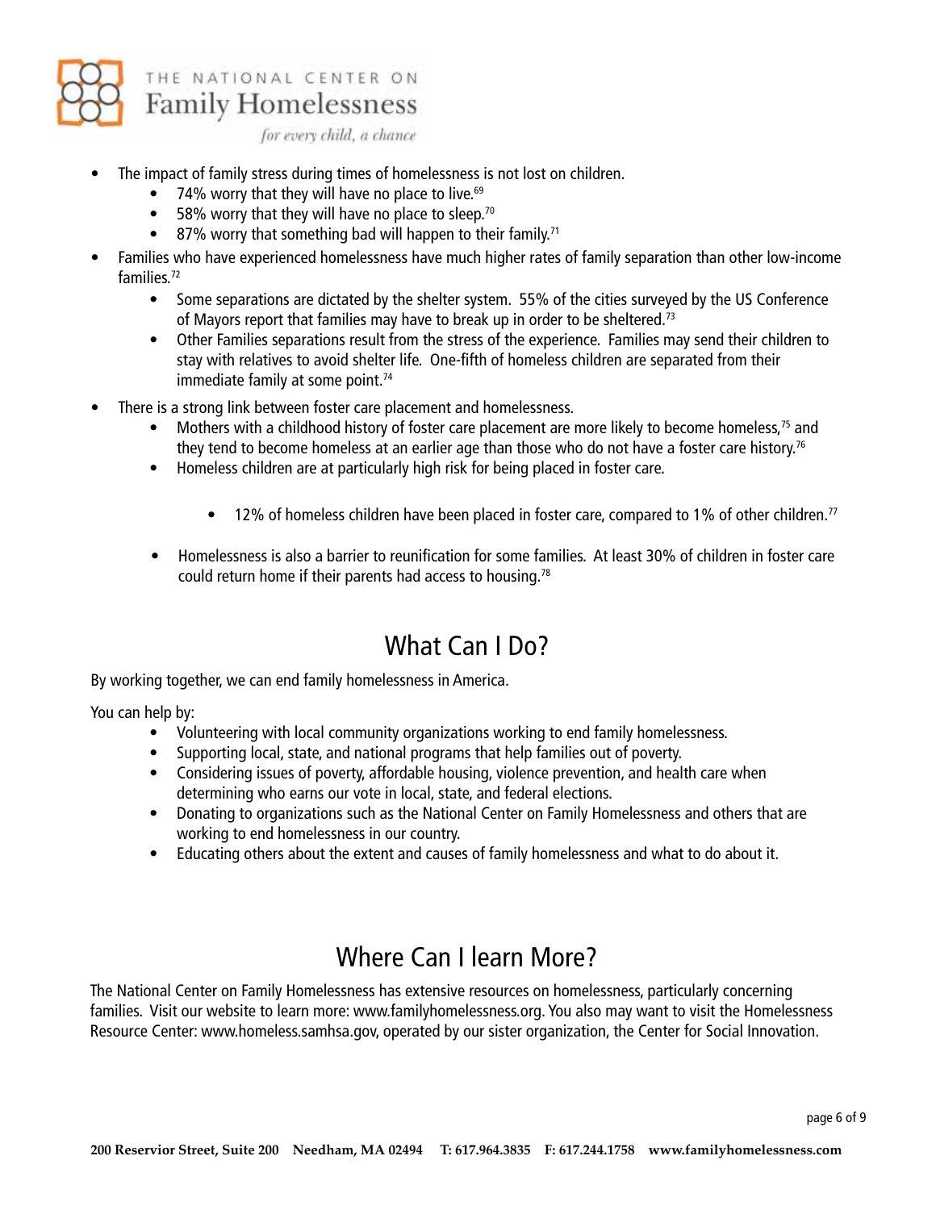- The impact of family stress during times of homelessness is not lost on children.
  - 74% worry that they will have no place to live.[69]
  - 58% worry that they will have no place to sleep.[70]
  - 87% worry that something bad will happen to their family.[71]
- Families who have experienced homelessness have much higher rates of family separation than other low-income families.[72]
  - Some separations are dictated by the shelter system. 55% of the cities surveyed by the US Conference of Mayors report that families may have to break up in order to be sheltered.[73]
  - Other Families separations result from the stress of the experience. Families may send their children to stay with relatives to avoid shelter life. One-fifth of homeless children are separated from their immediate family at some point.[74]
- There is a strong link between foster care placement and homelessness.
  - Mothers with a childhood history of foster care placement are more likely to become homeless,[75] and they tend to become homeless at an earlier age than those who do not have a foster care history.[76]
  - Homeless children are at particularly high risk for being placed in foster care.
    - 12% of homeless children have been placed in foster care, compared to 1% of other children.[77]
  - Homelessness is also a barrier to reunification for some families. At least 30% of children in foster care could return home if their parents had access to housing.[78]

## What Can I Do?

By working together, we can end family homelessness in America.

You can help by:

- Volunteering with local community organizations working to end family homelessness.
- Supporting local, state, and national programs that help families out of poverty.
- Considering issues of poverty, affordable housing, violence prevention, and health care when determining who earns our vote in local, state, and federal elections.
- Donating to organizations such as the National Center on Family Homelessness and others that are working to end homelessness in our country.
- Educating others about the extent and causes of family homelessness and what to do about it.

## Where Can I learn More?

The National Center on Family Homelessness has extensive resources on homelessness, particularly concerning families. Visit our website to learn more: www.familyhomelessness.org. You also may want to visit the Homelessness Resource Center: www.homeless.samhsa.gov, operated by our sister organization, the Center for Social Innovation.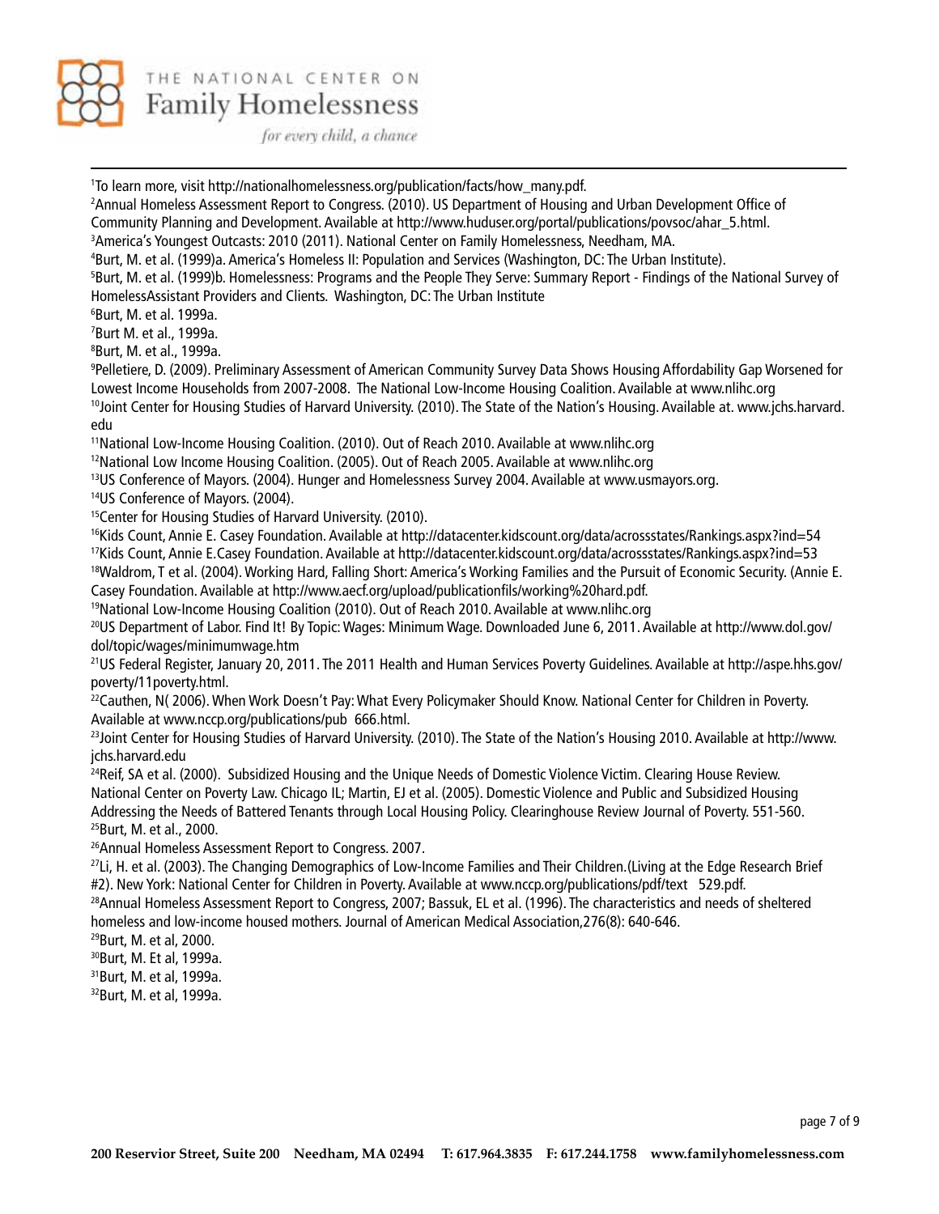[1]To learn more, visit http://nationalhomelessness.org/publication/facts/how_many.pdf.

[2]Annual Homeless Assessment Report to Congress. (2010). US Department of Housing and Urban Development Office of Community Planning and Development. Available at http://www.huduser.org/portal/publications/povsoc/ahar_5.html.

[3]America's Youngest Outcasts: 2010 (2011). National Center on Family Homelessness, Needham, MA.

[4]Burt, M. et al. (1999)a. America's Homeless II: Population and Services (Washington, DC: The Urban Institute).

[5]Burt, M. et al. (1999)b. Homelessness: Programs and the People They Serve: Summary Report - Findings of the National Survey of HomelessAssistant Providers and Clients. Washington, DC: The Urban Institute

[6]Burt, M. et al. 1999a.

[7]Burt M. et al., 1999a.

[8]Burt, M. et al., 1999a.

[9]Pelletiere, D. (2009). Preliminary Assessment of American Community Survey Data Shows Housing Affordability Gap Worsened for Lowest Income Households from 2007-2008. The National Low-Income Housing Coalition. Available at www.nlihc.org

[10]Joint Center for Housing Studies of Harvard University. (2010). The State of the Nation's Housing. Available at. www.jchs.harvard.edu

[11]National Low-Income Housing Coalition. (2010). Out of Reach 2010. Available at www.nlihc.org

[12]National Low Income Housing Coalition. (2005). Out of Reach 2005. Available at www.nlihc.org

[13]US Conference of Mayors. (2004). Hunger and Homelessness Survey 2004. Available at www.usmayors.org.

[14]US Conference of Mayors. (2004).

[15]Center for Housing Studies of Harvard University. (2010).

[16]Kids Count, Annie E. Casey Foundation. Available at http://datacenter.kidscount.org/data/acrossstates/Rankings.aspx?ind=54

[17]Kids Count, Annie E.Casey Foundation. Available at http://datacenter.kidscount.org/data/acrossstates/Rankings.aspx?ind=53

[18]Waldrom, T et al. (2004). Working Hard, Falling Short: America's Working Families and the Pursuit of Economic Security. (Annie E. Casey Foundation. Available at http://www.aecf.org/upload/publicationfils/working%20hard.pdf.

[19]National Low-Income Housing Coalition (2010). Out of Reach 2010. Available at www.nlihc.org

[20]US Department of Labor. Find It! By Topic: Wages: Minimum Wage. Downloaded June 6, 2011. Available at http://www.dol.gov/dol/topic/wages/minimumwage.htm

[21]US Federal Register, January 20, 2011. The 2011 Health and Human Services Poverty Guidelines. Available at http://aspe.hhs.gov/poverty/11poverty.html.

[22]Cauthen, N( 2006). When Work Doesn't Pay: What Every Policymaker Should Know. National Center for Children in Poverty. Available at www.nccp.org/publications/pub 666.html.

[23]Joint Center for Housing Studies of Harvard University. (2010). The State of the Nation's Housing 2010. Available at http://www.jchs.harvard.edu

[24]Reif, SA et al. (2000). Subsidized Housing and the Unique Needs of Domestic Violence Victim. Clearing House Review. National Center on Poverty Law. Chicago IL; Martin, EJ et al. (2005). Domestic Violence and Public and Subsidized Housing Addressing the Needs of Battered Tenants through Local Housing Policy. Clearinghouse Review Journal of Poverty. 551-560.

[25]Burt, M. et al., 2000.

[26]Annual Homeless Assessment Report to Congress. 2007.

[27]Li, H. et al. (2003). The Changing Demographics of Low-Income Families and Their Children.(Living at the Edge Research Brief #2). New York: National Center for Children in Poverty. Available at www.nccp.org/publications/pdf/text 529.pdf.

[28]Annual Homeless Assessment Report to Congress, 2007; Bassuk, EL et al. (1996). The characteristics and needs of sheltered homeless and low-income housed mothers. Journal of American Medical Association,276(8): 640-646.

[29]Burt, M. et al, 2000.

[30]Burt, M. Et al, 1999a.

[31]Burt, M. et al, 1999a.

[32]Burt, M. et al, 1999a.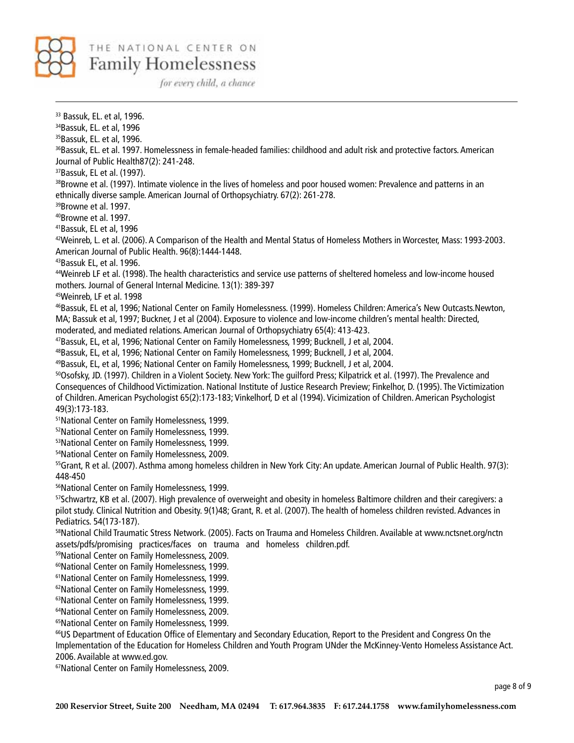[33] Bassuk, EL. et al, 1996.
[34]Bassuk, EL. et al, 1996
[35]Bassuk, EL. et al, 1996.
[36]Bassuk, EL. et al. 1997. Homelessness in female-headed families: childhood and adult risk and protective factors. American Journal of Public Health87(2): 241-248.
[37]Bassuk, EL et al. (1997).
[38]Browne et al. (1997). Intimate violence in the lives of homeless and poor housed women: Prevalence and patterns in an ethnically diverse sample. American Journal of Orthopsychiatry. 67(2): 261-278.
[39]Browne et al. 1997.
[40]Browne et al. 1997.
[41]Bassuk, EL et al, 1996
[42]Weinreb, L. et al. (2006). A Comparison of the Health and Mental Status of Homeless Mothers in Worcester, Mass: 1993-2003. American Journal of Public Health. 96(8):1444-1448.
[43]Bassuk EL, et al. 1996.
[44]Weinreb LF et al. (1998). The health characteristics and service use patterns of sheltered homeless and low-income housed mothers. Journal of General Internal Medicine. 13(1): 389-397
[45]Weinreb, LF et al. 1998
[46]Bassuk, EL et al, 1996; National Center on Family Homelessness. (1999). Homeless Children: America's New Outcasts.Newton, MA; Bassuk et al, 1997; Buckner, J et al (2004). Exposure to violence and low-income children's mental health: Directed, moderated, and mediated relations. American Journal of Orthopsychiatry 65(4): 413-423.
[47]Bassuk, EL, et al, 1996; National Center on Family Homelessness, 1999; Bucknell, J et al, 2004.
[48]Bassuk, EL, et al, 1996; National Center on Family Homelessness, 1999; Bucknell, J et al, 2004.
[49]Bassuk, EL, et al, 1996; National Center on Family Homelessness, 1999; Bucknell, J et al, 2004.
[50]Osofsky, JD. (1997). Children in a Violent Society. New York: The guilford Press; Kilpatrick et al. (1997). The Prevalence and Consequences of Childhood Victimization. National Institute of Justice Research Preview; Finkelhor, D. (1995). The Victimization of Children. American Psychologist 65(2):173-183; Vinkelhorf, D et al (1994). Vicimization of Children. American Psychologist 49(3):173-183.
[51]National Center on Family Homelessness, 1999.
[52]National Center on Family Homelessness, 1999.
[53]National Center on Family Homelessness, 1999.
[54]National Center on Family Homelessness, 2009.
[55]Grant, R et al. (2007). Asthma among homeless children in New York City: An update. American Journal of Public Health. 97(3): 448-450
[56]National Center on Family Homelessness, 1999.
[57]Schwartrz, KB et al. (2007). High prevalence of overweight and obesity in homeless Baltimore children and their caregivers: a pilot study. Clinical Nutrition and Obesity. 9(1)48; Grant, R. et al. (2007). The health of homeless children revisted. Advances in Pediatrics. 54(173-187).
[58]National Child Traumatic Stress Network. (2005). Facts on Trauma and Homeless Children. Available at www.nctsnet.org/nctn assets/pdfs/promising practices/faces on trauma and homeless children.pdf.
[59]National Center on Family Homelessness, 2009.
[60]National Center on Family Homelessness, 1999.
[61]National Center on Family Homelessness, 1999.
[62]National Center on Family Homelessness, 1999.
[63]National Center on Family Homelessness, 1999.
[64]National Center on Family Homelessness, 2009.
[65]National Center on Family Homelessness, 1999.
[66]US Department of Education Office of Elementary and Secondary Education, Report to the President and Congress On the Implementation of the Education for Homeless Children and Youth Program UNder the McKinney-Vento Homeless Assistance Act. 2006. Available at www.ed.gov.
[67]National Center on Family Homelessness, 2009.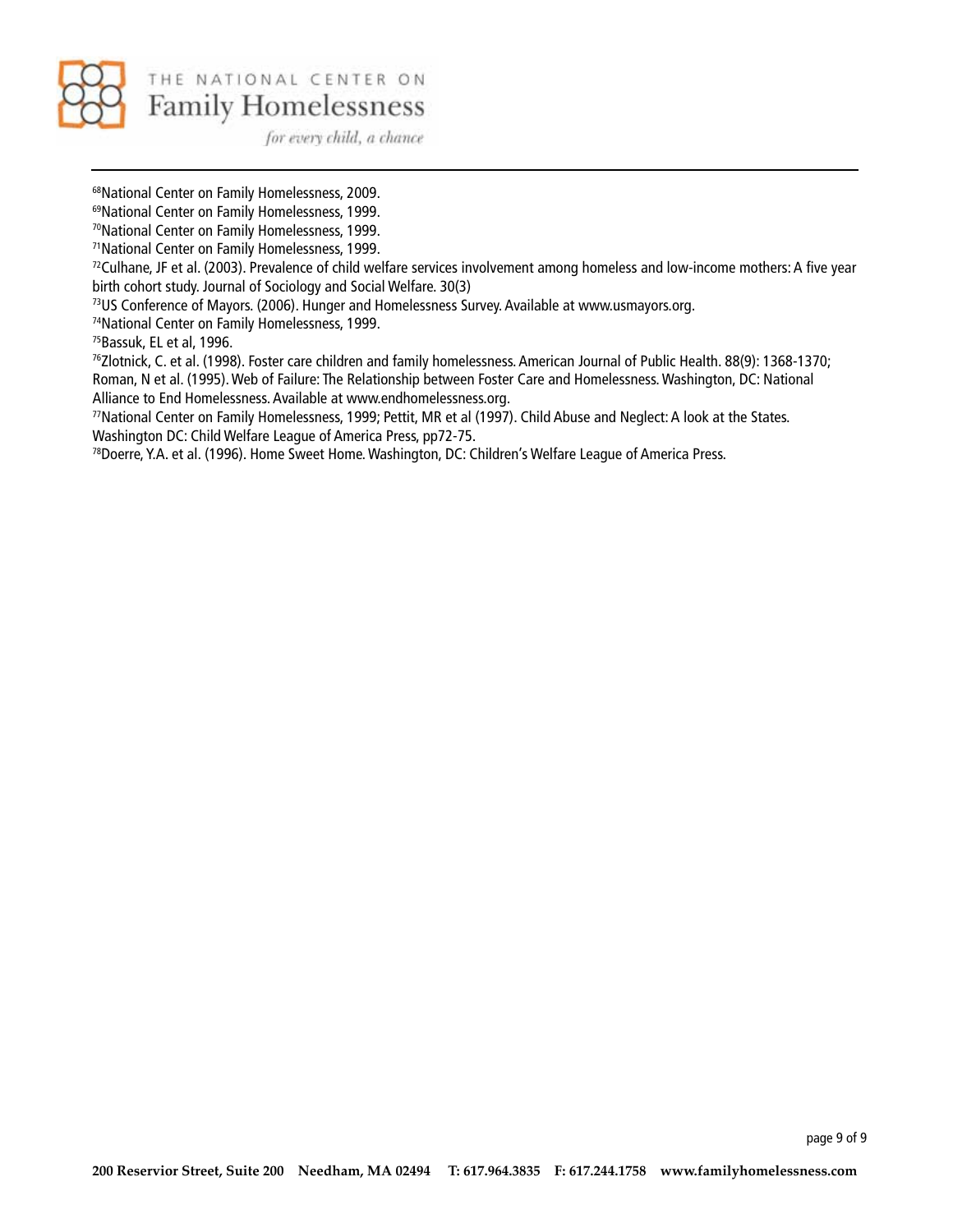[68]National Center on Family Homelessness, 2009.

[69]National Center on Family Homelessness, 1999.

[70]National Center on Family Homelessness, 1999.

[71]National Center on Family Homelessness, 1999.

[72]Culhane, JF et al. (2003). Prevalence of child welfare services involvement among homeless and low-income mothers: A five year birth cohort study. Journal of Sociology and Social Welfare. 30(3)

[73]US Conference of Mayors. (2006). Hunger and Homelessness Survey. Available at www.usmayors.org.

[74]National Center on Family Homelessness, 1999.

[75]Bassuk, EL et al, 1996.

[76]Zlotnick, C. et al. (1998). Foster care children and family homelessness. American Journal of Public Health. 88(9): 1368-1370; Roman, N et al. (1995). Web of Failure: The Relationship between Foster Care and Homelessness. Washington, DC: National Alliance to End Homelessness. Available at www.endhomelessness.org.

[77]National Center on Family Homelessness, 1999; Pettit, MR et al (1997). Child Abuse and Neglect: A look at the States. Washington DC: Child Welfare League of America Press, pp72-75.

[78]Doerre, Y.A. et al. (1996). Home Sweet Home. Washington, DC: Children's Welfare League of America Press.